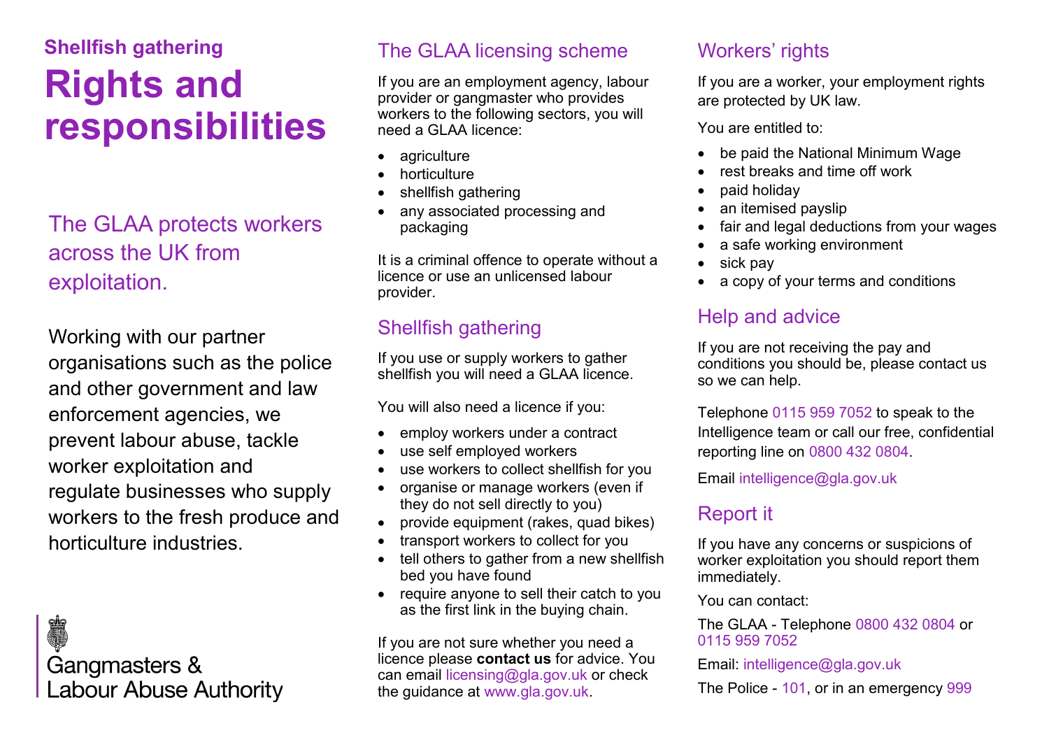**Shellfish gathering**

# Rights and responsibilities

## The GLAA protects workers across the UK from exploitation.

Working with our partner organisations such as the police and other government and law enforcement agencies, we prevent labour abuse, tackle worker exploitation and regulate businesses who supply workers to the fresh produce and horticulture industries.

Gangmasters & Labour Abuse Authority

## The GLAA licensing scheme

If you are an employment agency, labour provider or gangmaster who provides workers to the following sectors, you will need a GLAA licence:

- agriculture
- horticulture
- shellfish gathering
- any associated processing and packaging

It is a criminal offence to operate without a licence or use an unlicensed labour provider.

## Shellfish gathering

If you use or supply workers to gather shellfish you will need a GLAA licence.

You will also need a licence if you:

- employ workers under a contract
- use self employed workers
- use workers to collect shellfish for you
- organise or manage workers (even if they do not sell directly to you)
- provide equipment (rakes, quad bikes)
- transport workers to collect for you
- tell others to gather from a new shellfish bed you have found
- require anyone to sell their catch to you as the first link in the buying chain.

If you are not sure whether you need a licence please **contact us** for advice. You can email licensing@gla.gov.uk or check the guidance at www.gla.gov.uk.

## Workers' rights

If you are a worker, your employment rights are protected by UK law.

You are entitled to:

- be paid the National Minimum Wage
- rest breaks and time off work
- paid holiday
- an itemised payslip
- fair and legal deductions from your wages
- a safe working environment
- sick pay
- a copy of your terms and conditions

## Help and advice

If you are not receiving the pay and conditions you should be, please contact us so we can help.

Telephone 0115 959 7052 to speak to the Intelligence team or call our free, confidential reporting line on 0800 432 0804.

Email intelligence@gla.gov.uk

## Report it

If you have any concerns or suspicions of worker exploitation you should report them immediately.

You can contact:

The GLAA - Telephone 0800 432 0804 or 0115 959 7052

Email: intelligence@gla.gov.uk

The Police - 101, or in an emergency 999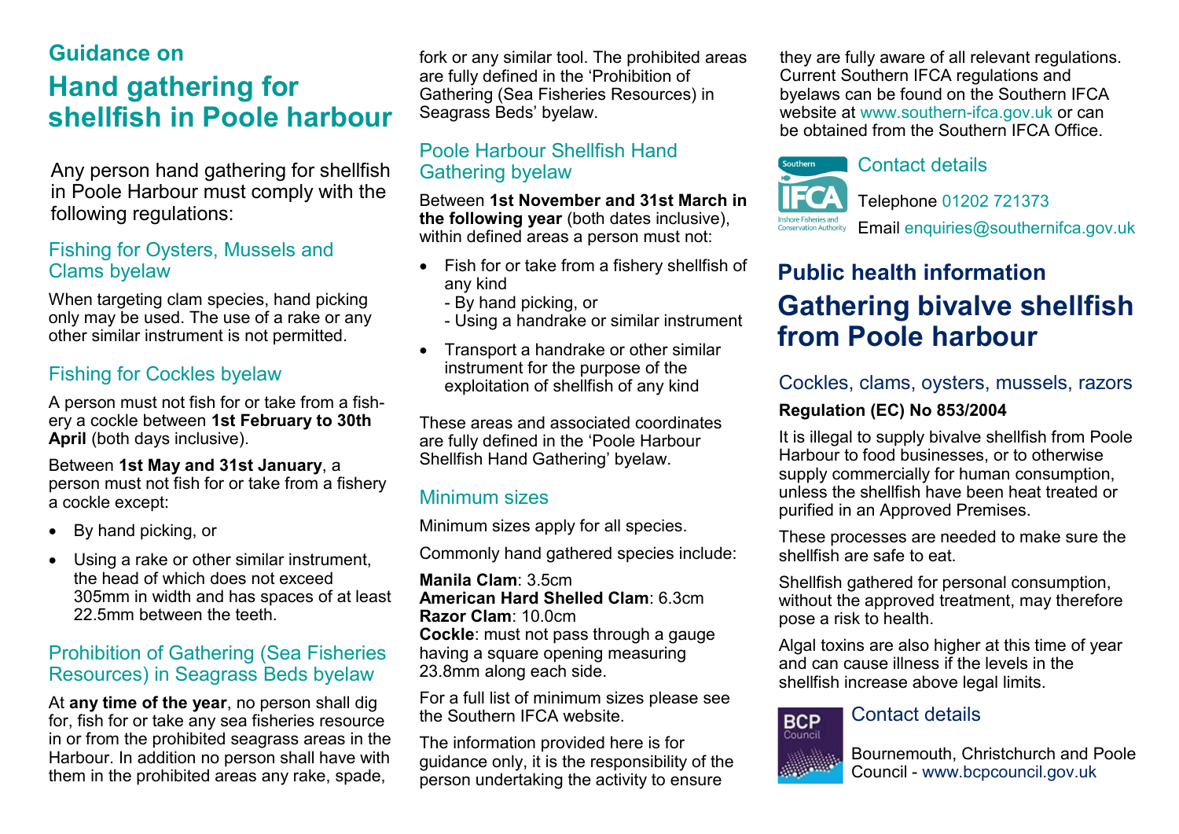### Guidance on

# Hand gathering for shellfish in Poole harbour

Any person hand gathering for shellfish in Poole Harbour must comply with the following regulations:

## Fishing for Oysters, Mussels and Clams byelaw

When targeting clam species, hand picking only may be used. The use of a rake or any other similar instrument is not permitted.

## Fishing for Cockles byelaw

A person must not fish for or take from a fishery a cockle between **1st February to 30th April** (both days inclusive).

Between **1st May and 31st January**, a person must not fish for or take from a fishery a cockle except:

- By hand picking, or
- Using a rake or other similar instrument, the head of which does not exceed 305mm in width and has spaces of at least 22.5mm between the teeth.

## Prohibition of Gathering (Sea Fisheries Resources) in Seagrass Beds byelaw

At **any time of the year**, no person shall dig for, fish for or take any sea fisheries resource in or from the prohibited seagrass areas in the Harbour. In addition no person shall have with them in the prohibited areas any rake, spade, fork or any similar tool. The prohibited areas are fully defined in the 'Prohibition of Gathering (Sea Fisheries Resources) in Seagrass Beds' byelaw.

## Poole Harbour Shellfish Hand Gathering byelaw

Between **1st November and 31st March in the following year** (both dates inclusive), within defined areas a person must not:

- Fish for or take from a fishery shellfish of any kind
  - By hand picking, or
  - Using a handrake or similar instrument
- Transport a handrake or other similar instrument for the purpose of the exploitation of shellfish of any kind

These areas and associated coordinates are fully defined in the 'Poole Harbour Shellfish Hand Gathering' byelaw.

## Minimum sizes

Minimum sizes apply for all species.

Commonly hand gathered species include:

**Manila Clam**: 3.5cm
**American Hard Shelled Clam**: 6.3cm
**Razor Clam**: 10.0cm
**Cockle**: must not pass through a gauge having a square opening measuring 23.8mm along each side.

For a full list of minimum sizes please see the Southern IFCA website.

The information provided here is for guidance only, it is the responsibility of the person undertaking the activity to ensure they are fully aware of all relevant regulations. Current Southern IFCA regulations and byelaws can be found on the Southern IFCA website at www.southern-ifca.gov.uk or can be obtained from the Southern IFCA Office.

## Contact details

Telephone 01202 721373

Email enquiries@southernifca.gov.uk

### Public health information

# Gathering bivalve shellfish from Poole harbour

## Cockles, clams, oysters, mussels, razors

**Regulation (EC) No 853/2004**

It is illegal to supply bivalve shellfish from Poole Harbour to food businesses, or to otherwise supply commercially for human consumption, unless the shellfish have been heat treated or purified in an Approved Premises.

These processes are needed to make sure the shellfish are safe to eat.

Shellfish gathered for personal consumption, without the approved treatment, may therefore pose a risk to health.

Algal toxins are also higher at this time of year and can cause illness if the levels in the shellfish increase above legal limits.

## Contact details

Bournemouth, Christchurch and Poole Council - www.bcpcouncil.gov.uk